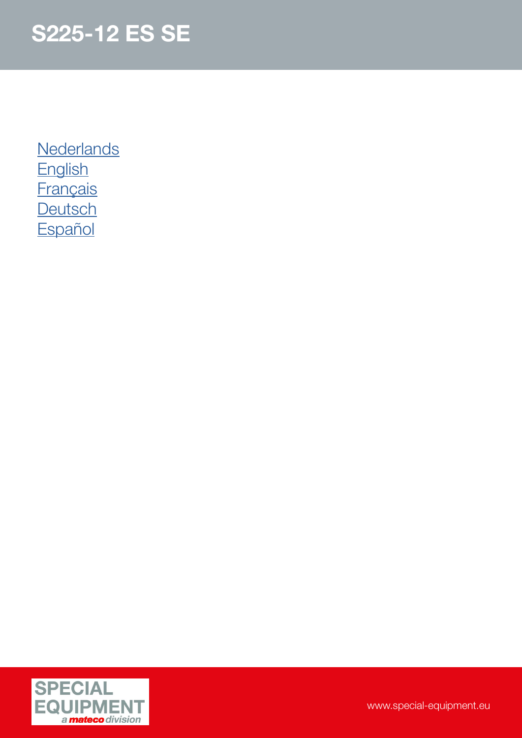# S225-12 ES SE

Nederlands
English
Français
Deutsch
Español

SPECIAL EQUIPMENT
a mateco division

www.special-equipment.eu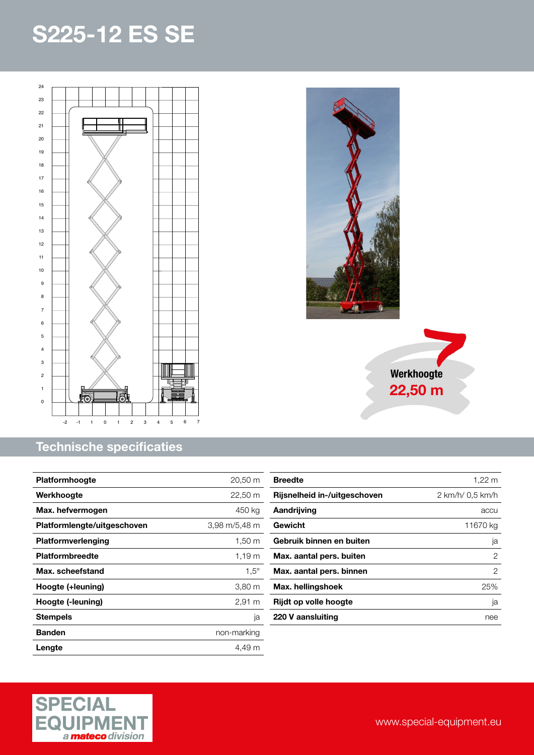# S225-12 ES SE

Werkhoogte
**22,50 m**

## Technische specificaties

| | |
|---|---|
| **Platformhoogte** | 20,50 m |
| **Werkhoogte** | 22,50 m |
| **Max. hefvermogen** | 450 kg |
| **Platformlengte/uitgeschoven** | 3,98 m/5,48 m |
| **Platformverlenging** | 1,50 m |
| **Platformbreedte** | 1,19 m |
| **Max. scheefstand** | 1,5° |
| **Hoogte (+leuning)** | 3,80 m |
| **Hoogte (-leuning)** | 2,91 m |
| **Stempels** | ja |
| **Banden** | non-marking |
| **Lengte** | 4,49 m |

| | |
|---|---|
| **Breedte** | 1,22 m |
| **Rijsnelheid in-/uitgeschoven** | 2 km/h/ 0,5 km/h |
| **Aandrijving** | accu |
| **Gewicht** | 11670 kg |
| **Gebruik binnen en buiten** | ja |
| **Max. aantal pers. buiten** | 2 |
| **Max. aantal pers. binnen** | 2 |
| **Max. hellingshoek** | 25% |
| **Rijdt op volle hoogte** | ja |
| **220 V aansluiting** | nee |

SPECIAL EQUIPMENT
*a mateco division*

www.special-equipment.eu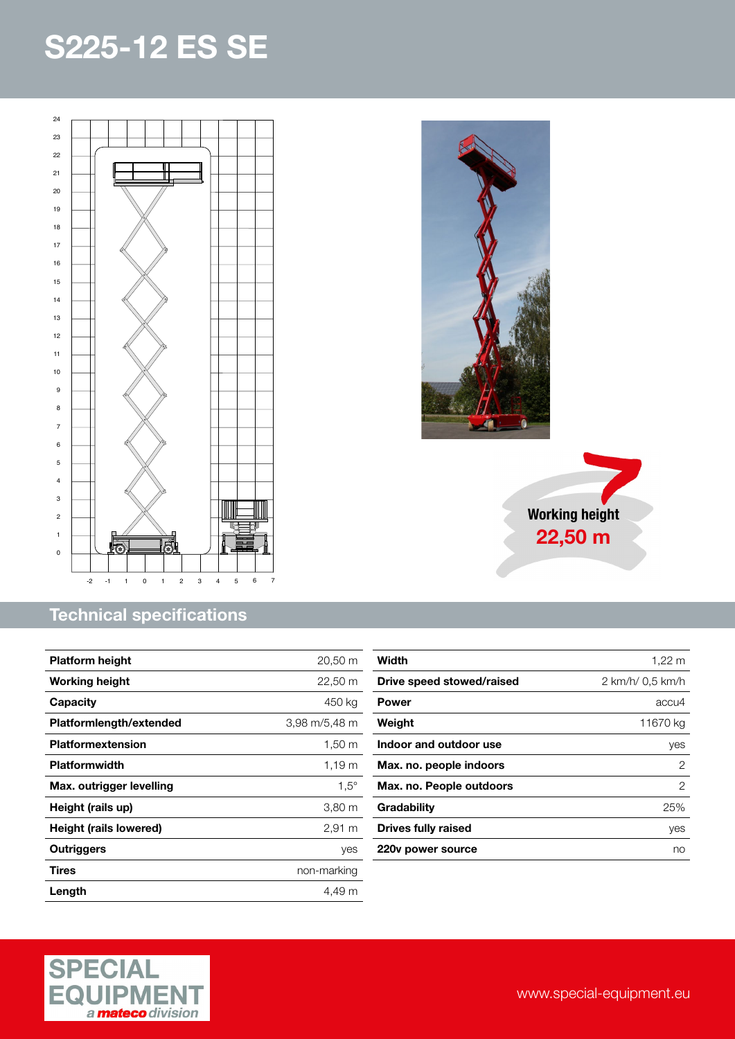# S225-12 ES SE

**Working height**
**22,50 m**

## Technical specifications

| Platform height | 20,50 m |
|---|---|
| Working height | 22,50 m |
| Capacity | 450 kg |
| Platformlength/extended | 3,98 m/5,48 m |
| Platformextension | 1,50 m |
| Platformwidth | 1,19 m |
| Max. outrigger levelling | 1,5° |
| Height (rails up) | 3,80 m |
| Height (rails lowered) | 2,91 m |
| Outriggers | yes |
| Tires | non-marking |
| Length | 4,49 m |

| Width | 1,22 m |
|---|---|
| Drive speed stowed/raised | 2 km/h/ 0,5 km/h |
| Power | accu4 |
| Weight | 11670 kg |
| Indoor and outdoor use | yes |
| Max. no. people indoors | 2 |
| Max. no. People outdoors | 2 |
| Gradability | 25% |
| Drives fully raised | yes |
| 220v power source | no |

SPECIAL EQUIPMENT
*a mateco division*

www.special-equipment.eu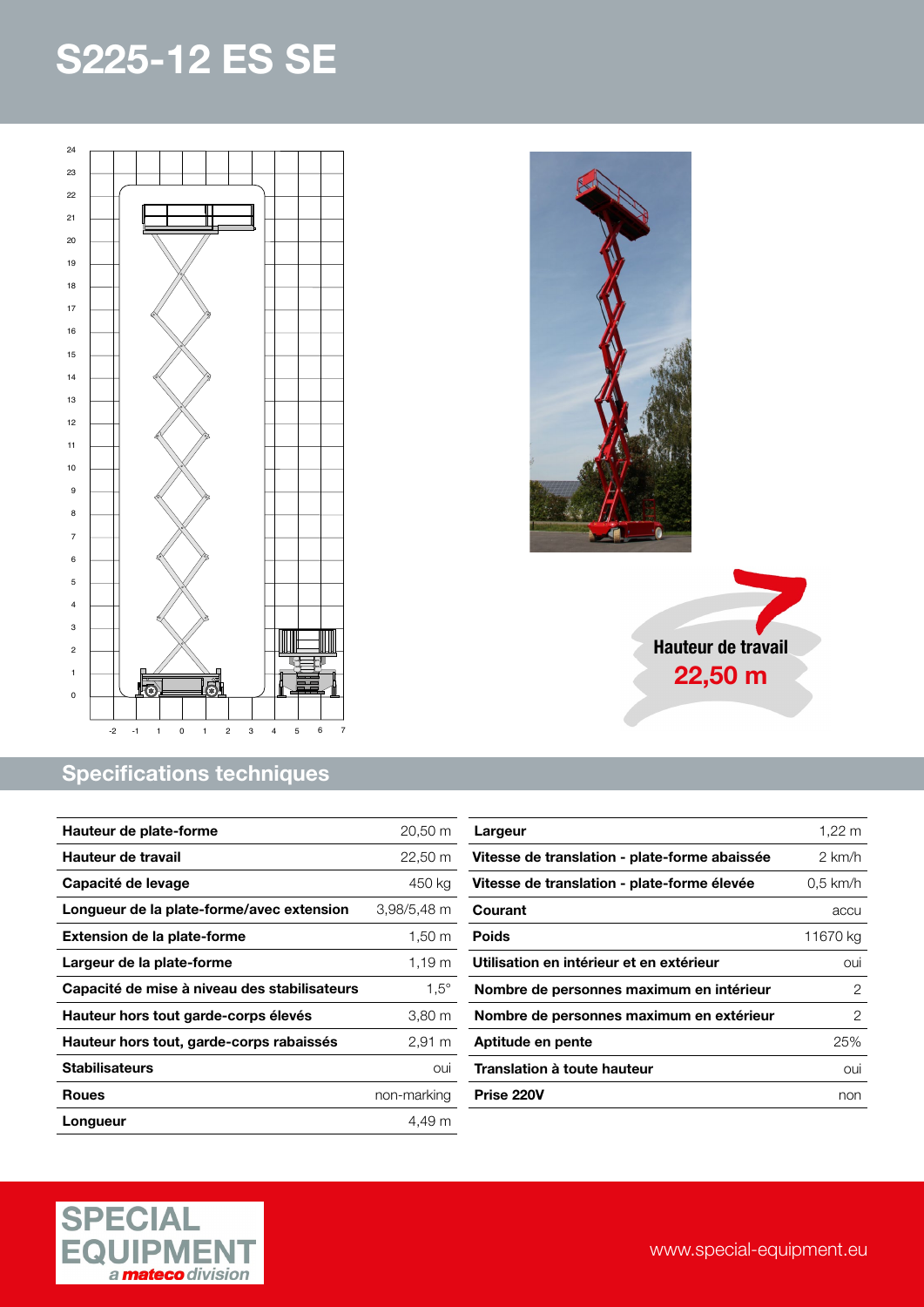# S225-12 ES SE

Hauteur de travail
**22,50 m**

## Specifications techniques

| | |
|---|---|
| **Hauteur de plate-forme** | 20,50 m |
| **Hauteur de travail** | 22,50 m |
| **Capacité de levage** | 450 kg |
| **Longueur de la plate-forme/avec extension** | 3,98/5,48 m |
| **Extension de la plate-forme** | 1,50 m |
| **Largeur de la plate-forme** | 1,19 m |
| **Capacité de mise à niveau des stabilisateurs** | 1,5° |
| **Hauteur hors tout garde-corps élevés** | 3,80 m |
| **Hauteur hors tout, garde-corps rabaissés** | 2,91 m |
| **Stabilisateurs** | oui |
| **Roues** | non-marking |
| **Longueur** | 4,49 m |
| **Largeur** | 1,22 m |
| **Vitesse de translation - plate-forme abaissée** | 2 km/h |
| **Vitesse de translation - plate-forme élevée** | 0,5 km/h |
| **Courant** | accu |
| **Poids** | 11670 kg |
| **Utilisation en intérieur et en extérieur** | oui |
| **Nombre de personnes maximum en intérieur** | 2 |
| **Nombre de personnes maximum en extérieur** | 2 |
| **Aptitude en pente** | 25% |
| **Translation à toute hauteur** | oui |
| **Prise 220V** | non |

SPECIAL EQUIPMENT
*a mateco division*

www.special-equipment.eu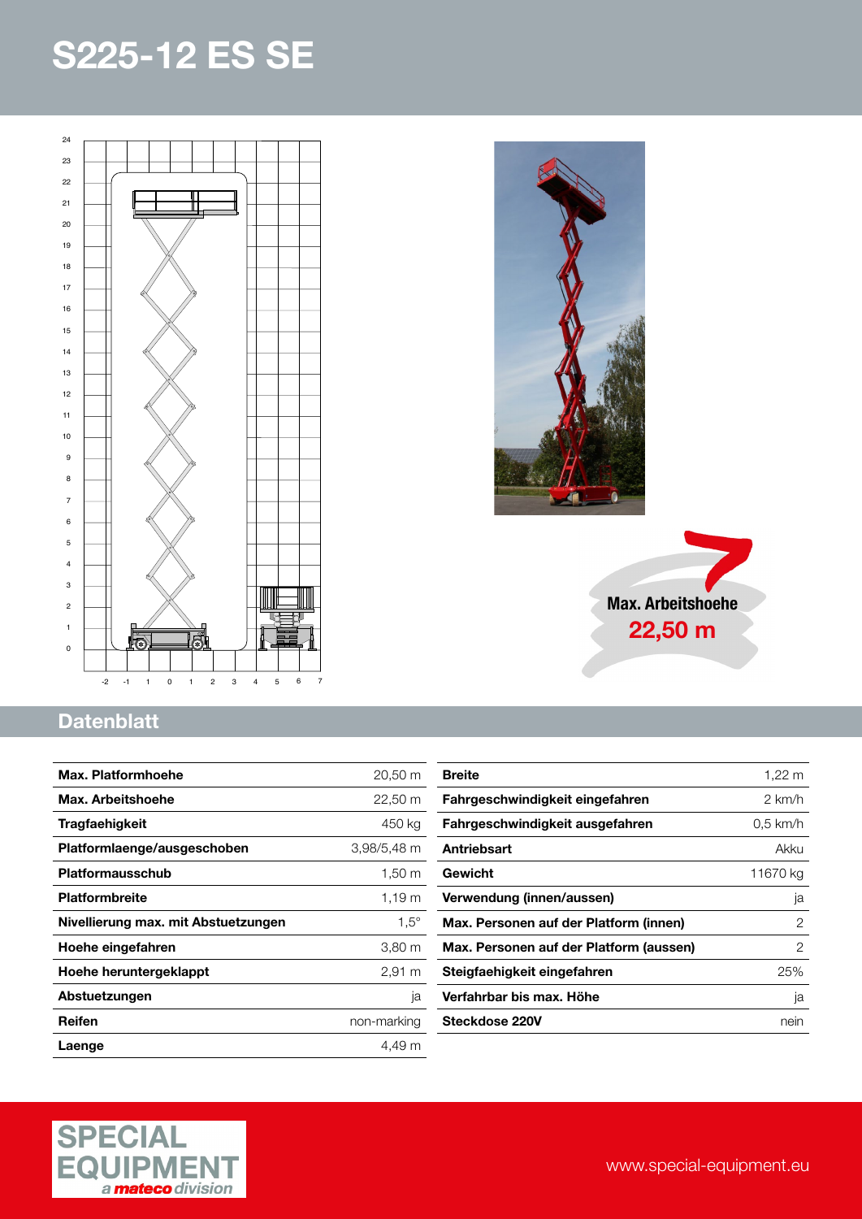# S225-12 ES SE

**Max. Arbeitshoehe**
**22,50 m**

## Datenblatt

| | |
|---|---|
| **Max. Platformhoehe** | 20,50 m |
| **Max. Arbeitshoehe** | 22,50 m |
| **Tragfaehigkeit** | 450 kg |
| **Platformlaenge/ausgeschoben** | 3,98/5,48 m |
| **Platformausschub** | 1,50 m |
| **Platformbreite** | 1,19 m |
| **Nivellierung max. mit Abstuetzungen** | 1,5° |
| **Hoehe eingefahren** | 3,80 m |
| **Hoehe heruntergeklappt** | 2,91 m |
| **Abstuetzungen** | ja |
| **Reifen** | non-marking |
| **Laenge** | 4,49 m |

| | |
|---|---|
| **Breite** | 1,22 m |
| **Fahrgeschwindigkeit eingefahren** | 2 km/h |
| **Fahrgeschwindigkeit ausgefahren** | 0,5 km/h |
| **Antriebsart** | Akku |
| **Gewicht** | 11670 kg |
| **Verwendung (innen/aussen)** | ja |
| **Max. Personen auf der Platform (innen)** | 2 |
| **Max. Personen auf der Platform (aussen)** | 2 |
| **Steigfaehigkeit eingefahren** | 25% |
| **Verfahrbar bis max. Höhe** | ja |
| **Steckdose 220V** | nein |

SPECIAL EQUIPMENT
*a mateco division*

www.special-equipment.eu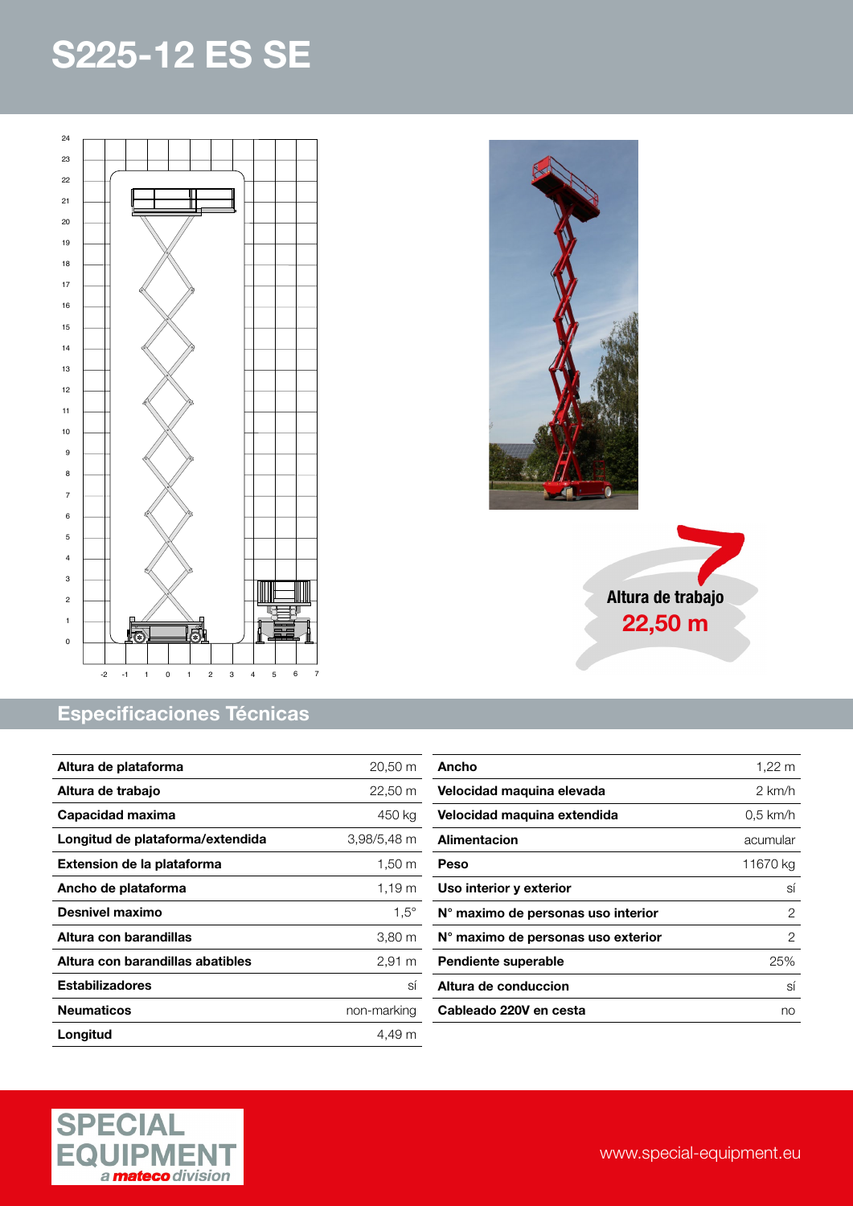# S225-12 ES SE

24
23
22
21
20
19
18
17
16
15
14
13
12
11
10
9
8
7
6
5
4
3
2
1
0

-2 -1 1 0 1 2 3 4 5 6 7

Altura de trabajo
**22,50 m**

## Especificaciones Técnicas

| | |
|---|---|
| **Altura de plataforma** | 20,50 m |
| **Altura de trabajo** | 22,50 m |
| **Capacidad maxima** | 450 kg |
| **Longitud de plataforma/extendida** | 3,98/5,48 m |
| **Extension de la plataforma** | 1,50 m |
| **Ancho de plataforma** | 1,19 m |
| **Desnivel maximo** | 1,5° |
| **Altura con barandillas** | 3,80 m |
| **Altura con barandillas abatibles** | 2,91 m |
| **Estabilizadores** | sí |
| **Neumaticos** | non-marking |
| **Longitud** | 4,49 m |

| | |
|---|---|
| **Ancho** | 1,22 m |
| **Velocidad maquina elevada** | 2 km/h |
| **Velocidad maquina extendida** | 0,5 km/h |
| **Alimentacion** | acumular |
| **Peso** | 11670 kg |
| **Uso interior y exterior** | sí |
| **N° maximo de personas uso interior** | 2 |
| **N° maximo de personas uso exterior** | 2 |
| **Pendiente superable** | 25% |
| **Altura de conduccion** | sí |
| **Cableado 220V en cesta** | no |

SPECIAL EQUIPMENT
*a mateco division*

www.special-equipment.eu